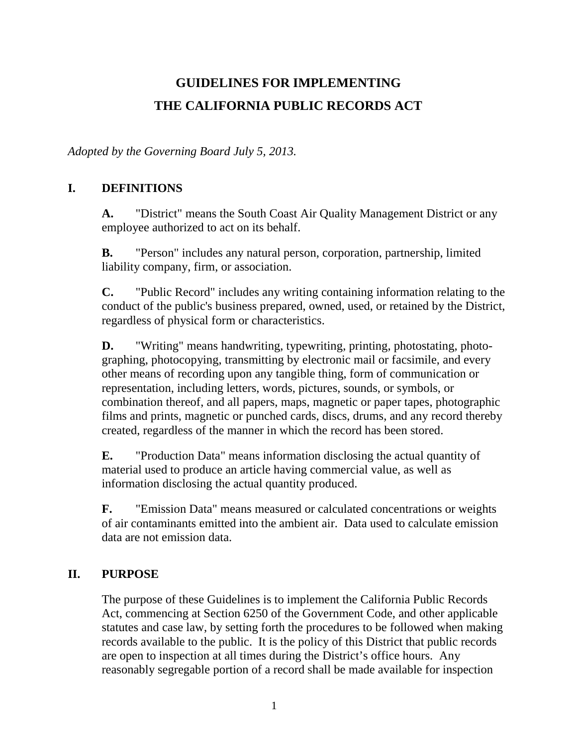# GUIDELINES FOR IMPLEMENTING THE CALIFORNIA PUBLIC RECORDS ACT

*Adopted by the Governing Board July 5, 2013.*

## I. DEFINITIONS

**A.** "District" means the South Coast Air Quality Management District or any employee authorized to act on its behalf.

**B.** "Person" includes any natural person, corporation, partnership, limited liability company, firm, or association.

**C.** "Public Record" includes any writing containing information relating to the conduct of the public's business prepared, owned, used, or retained by the District, regardless of physical form or characteristics.

**D.** "Writing" means handwriting, typewriting, printing, photostating, photographing, photocopying, transmitting by electronic mail or facsimile, and every other means of recording upon any tangible thing, form of communication or representation, including letters, words, pictures, sounds, or symbols, or combination thereof, and all papers, maps, magnetic or paper tapes, photographic films and prints, magnetic or punched cards, discs, drums, and any record thereby created, regardless of the manner in which the record has been stored.

**E.** "Production Data" means information disclosing the actual quantity of material used to produce an article having commercial value, as well as information disclosing the actual quantity produced.

**F.** "Emission Data" means measured or calculated concentrations or weights of air contaminants emitted into the ambient air. Data used to calculate emission data are not emission data.

## II. PURPOSE

The purpose of these Guidelines is to implement the California Public Records Act, commencing at Section 6250 of the Government Code, and other applicable statutes and case law, by setting forth the procedures to be followed when making records available to the public. It is the policy of this District that public records are open to inspection at all times during the District's office hours. Any reasonably segregable portion of a record shall be made available for inspection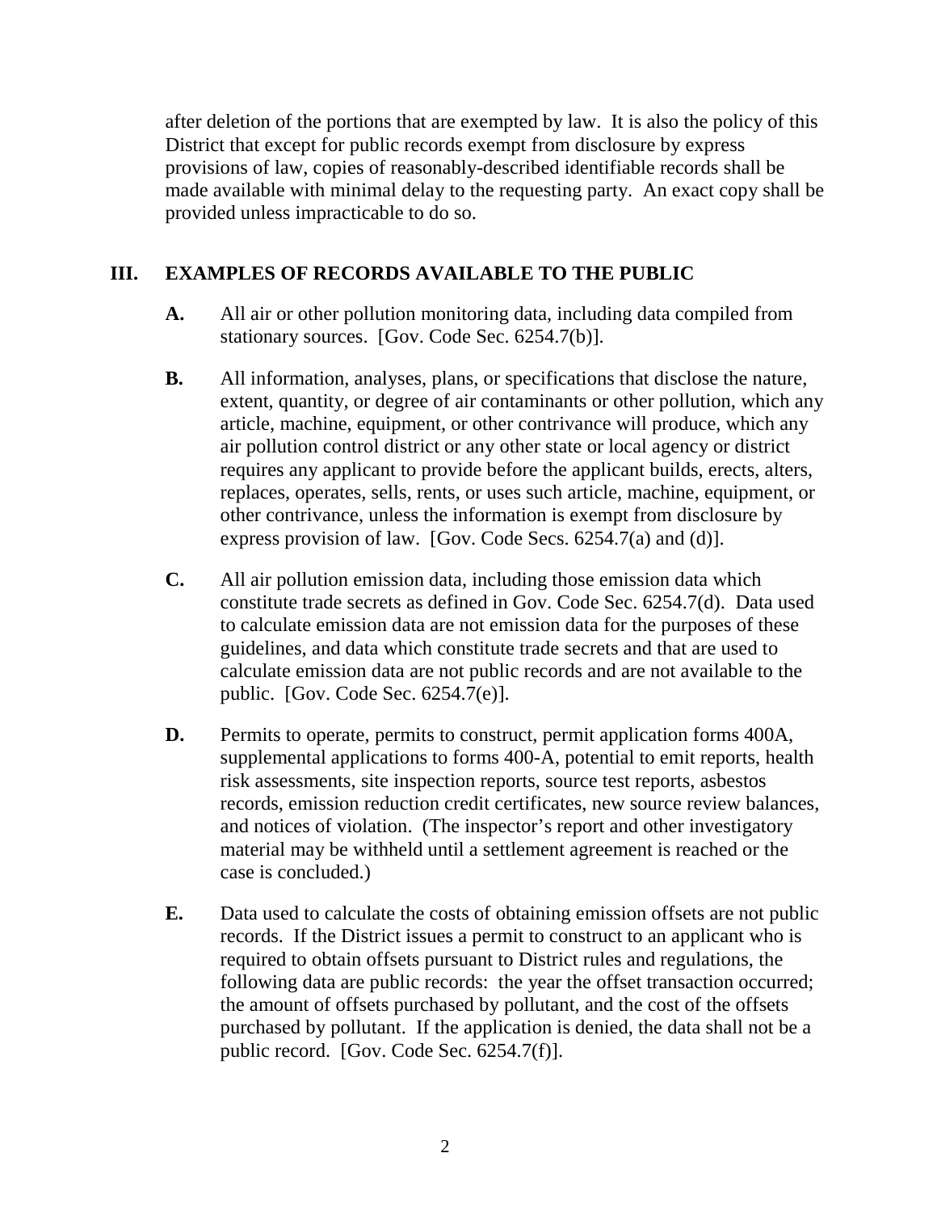after deletion of the portions that are exempted by law. It is also the policy of this District that except for public records exempt from disclosure by express provisions of law, copies of reasonably-described identifiable records shall be made available with minimal delay to the requesting party. An exact copy shall be provided unless impracticable to do so.

## III. EXAMPLES OF RECORDS AVAILABLE TO THE PUBLIC

**A.** All air or other pollution monitoring data, including data compiled from stationary sources. [Gov. Code Sec. 6254.7(b)].

**B.** All information, analyses, plans, or specifications that disclose the nature, extent, quantity, or degree of air contaminants or other pollution, which any article, machine, equipment, or other contrivance will produce, which any air pollution control district or any other state or local agency or district requires any applicant to provide before the applicant builds, erects, alters, replaces, operates, sells, rents, or uses such article, machine, equipment, or other contrivance, unless the information is exempt from disclosure by express provision of law. [Gov. Code Secs. 6254.7(a) and (d)].

**C.** All air pollution emission data, including those emission data which constitute trade secrets as defined in Gov. Code Sec. 6254.7(d). Data used to calculate emission data are not emission data for the purposes of these guidelines, and data which constitute trade secrets and that are used to calculate emission data are not public records and are not available to the public. [Gov. Code Sec. 6254.7(e)].

**D.** Permits to operate, permits to construct, permit application forms 400A, supplemental applications to forms 400-A, potential to emit reports, health risk assessments, site inspection reports, source test reports, asbestos records, emission reduction credit certificates, new source review balances, and notices of violation. (The inspector's report and other investigatory material may be withheld until a settlement agreement is reached or the case is concluded.)

**E.** Data used to calculate the costs of obtaining emission offsets are not public records. If the District issues a permit to construct to an applicant who is required to obtain offsets pursuant to District rules and regulations, the following data are public records: the year the offset transaction occurred; the amount of offsets purchased by pollutant, and the cost of the offsets purchased by pollutant. If the application is denied, the data shall not be a public record. [Gov. Code Sec. 6254.7(f)].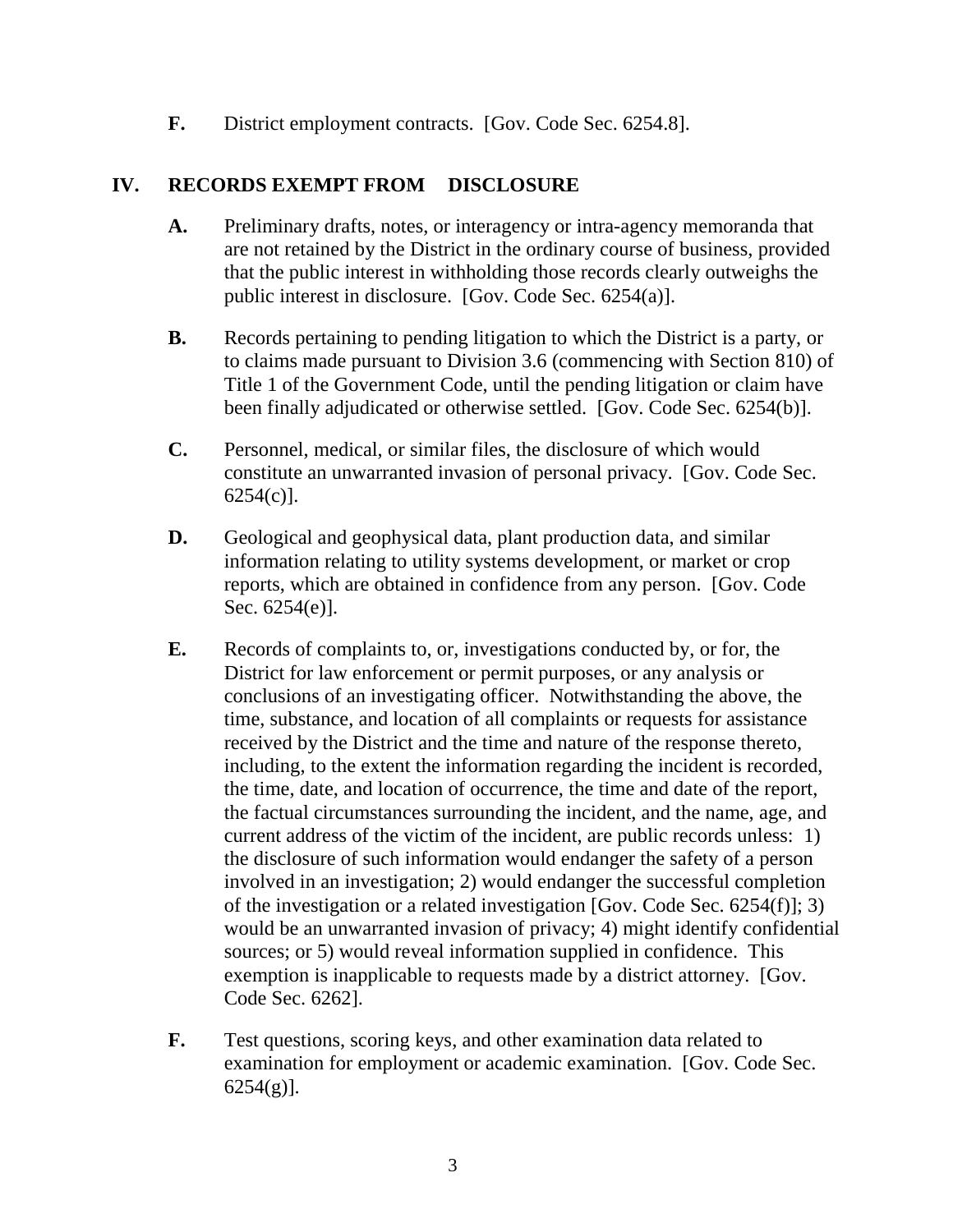**F.** District employment contracts. [Gov. Code Sec. 6254.8].

## IV. RECORDS EXEMPT FROM DISCLOSURE

**A.** Preliminary drafts, notes, or interagency or intra-agency memoranda that are not retained by the District in the ordinary course of business, provided that the public interest in withholding those records clearly outweighs the public interest in disclosure. [Gov. Code Sec. 6254(a)].

**B.** Records pertaining to pending litigation to which the District is a party, or to claims made pursuant to Division 3.6 (commencing with Section 810) of Title 1 of the Government Code, until the pending litigation or claim have been finally adjudicated or otherwise settled. [Gov. Code Sec. 6254(b)].

**C.** Personnel, medical, or similar files, the disclosure of which would constitute an unwarranted invasion of personal privacy. [Gov. Code Sec. 6254(c)].

**D.** Geological and geophysical data, plant production data, and similar information relating to utility systems development, or market or crop reports, which are obtained in confidence from any person. [Gov. Code Sec. 6254(e)].

**E.** Records of complaints to, or, investigations conducted by, or for, the District for law enforcement or permit purposes, or any analysis or conclusions of an investigating officer. Notwithstanding the above, the time, substance, and location of all complaints or requests for assistance received by the District and the time and nature of the response thereto, including, to the extent the information regarding the incident is recorded, the time, date, and location of occurrence, the time and date of the report, the factual circumstances surrounding the incident, and the name, age, and current address of the victim of the incident, are public records unless: 1) the disclosure of such information would endanger the safety of a person involved in an investigation; 2) would endanger the successful completion of the investigation or a related investigation [Gov. Code Sec. 6254(f)]; 3) would be an unwarranted invasion of privacy; 4) might identify confidential sources; or 5) would reveal information supplied in confidence. This exemption is inapplicable to requests made by a district attorney. [Gov. Code Sec. 6262].

**F.** Test questions, scoring keys, and other examination data related to examination for employment or academic examination. [Gov. Code Sec. 6254(g)].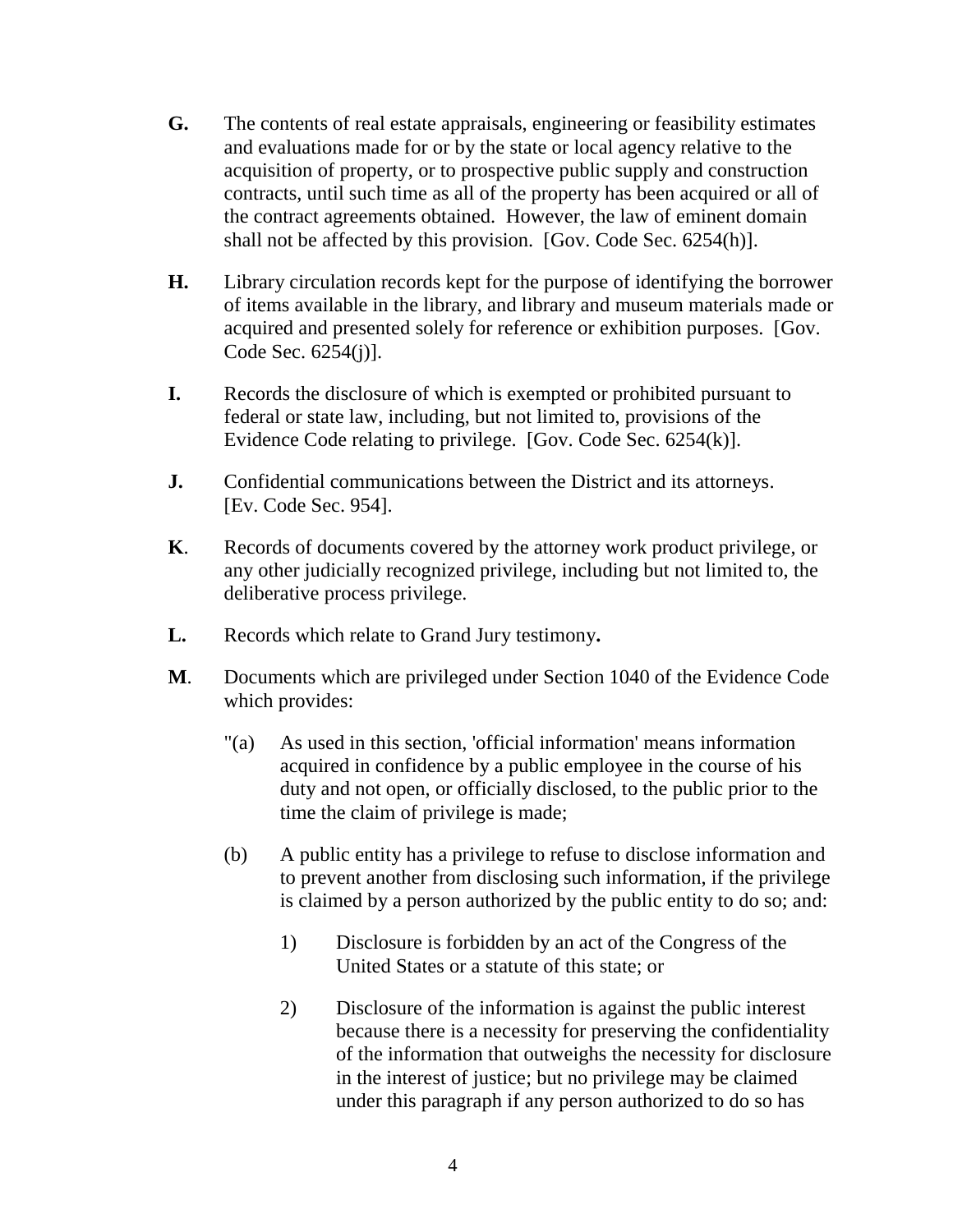**G.** The contents of real estate appraisals, engineering or feasibility estimates and evaluations made for or by the state or local agency relative to the acquisition of property, or to prospective public supply and construction contracts, until such time as all of the property has been acquired or all of the contract agreements obtained. However, the law of eminent domain shall not be affected by this provision. [Gov. Code Sec. 6254(h)].

**H.** Library circulation records kept for the purpose of identifying the borrower of items available in the library, and library and museum materials made or acquired and presented solely for reference or exhibition purposes. [Gov. Code Sec. 6254(j)].

**I.** Records the disclosure of which is exempted or prohibited pursuant to federal or state law, including, but not limited to, provisions of the Evidence Code relating to privilege. [Gov. Code Sec. 6254(k)].

**J.** Confidential communications between the District and its attorneys. [Ev. Code Sec. 954].

**K**. Records of documents covered by the attorney work product privilege, or any other judicially recognized privilege, including but not limited to, the deliberative process privilege.

**L.** Records which relate to Grand Jury testimony**.**

**M**. Documents which are privileged under Section 1040 of the Evidence Code which provides:

"(a) As used in this section, 'official information' means information acquired in confidence by a public employee in the course of his duty and not open, or officially disclosed, to the public prior to the time the claim of privilege is made;

(b) A public entity has a privilege to refuse to disclose information and to prevent another from disclosing such information, if the privilege is claimed by a person authorized by the public entity to do so; and:

1) Disclosure is forbidden by an act of the Congress of the United States or a statute of this state; or

2) Disclosure of the information is against the public interest because there is a necessity for preserving the confidentiality of the information that outweighs the necessity for disclosure in the interest of justice; but no privilege may be claimed under this paragraph if any person authorized to do so has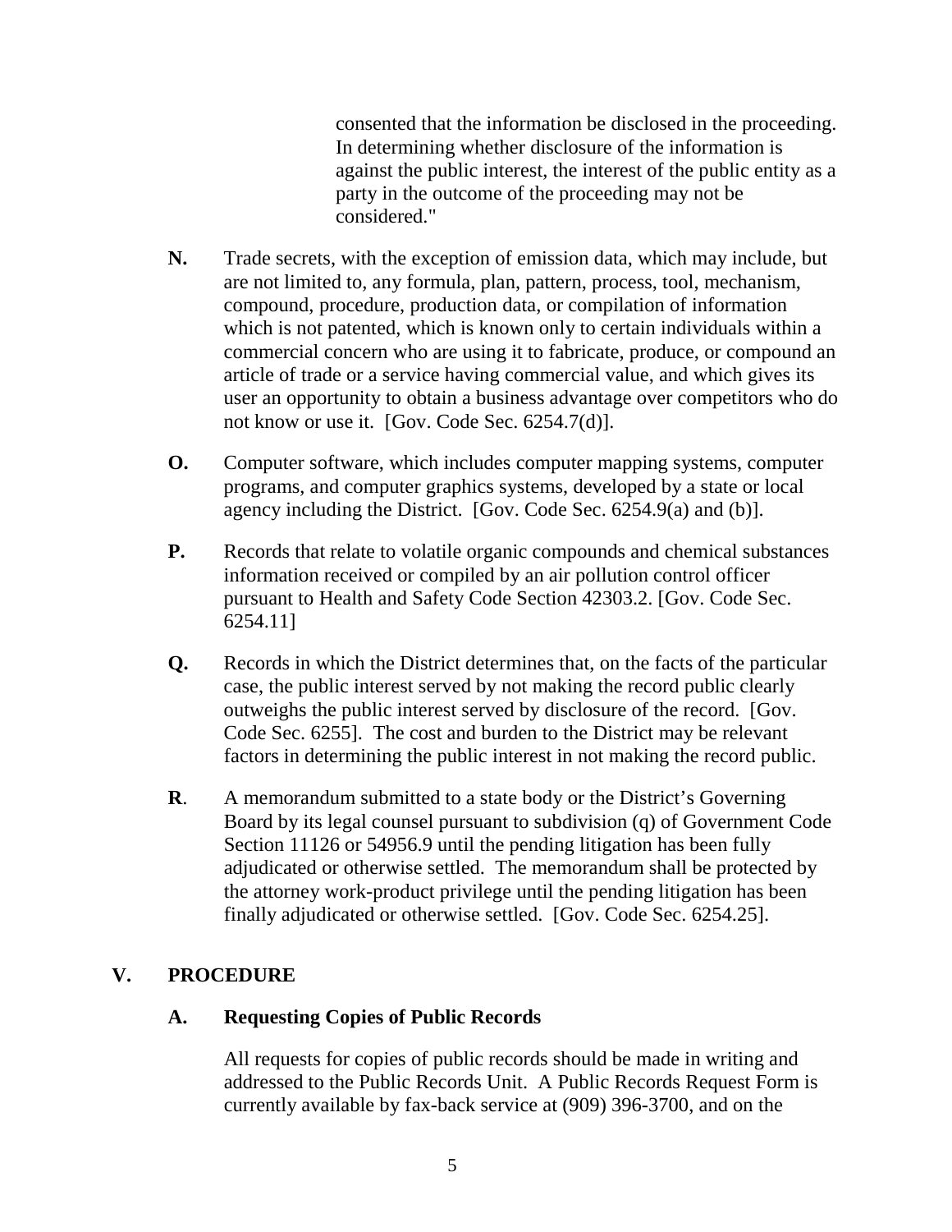consented that the information be disclosed in the proceeding. In determining whether disclosure of the information is against the public interest, the interest of the public entity as a party in the outcome of the proceeding may not be considered."

**N.** Trade secrets, with the exception of emission data, which may include, but are not limited to, any formula, plan, pattern, process, tool, mechanism, compound, procedure, production data, or compilation of information which is not patented, which is known only to certain individuals within a commercial concern who are using it to fabricate, produce, or compound an article of trade or a service having commercial value, and which gives its user an opportunity to obtain a business advantage over competitors who do not know or use it. [Gov. Code Sec. 6254.7(d)].

**O.** Computer software, which includes computer mapping systems, computer programs, and computer graphics systems, developed by a state or local agency including the District. [Gov. Code Sec. 6254.9(a) and (b)].

**P.** Records that relate to volatile organic compounds and chemical substances information received or compiled by an air pollution control officer pursuant to Health and Safety Code Section 42303.2. [Gov. Code Sec. 6254.11]

**Q.** Records in which the District determines that, on the facts of the particular case, the public interest served by not making the record public clearly outweighs the public interest served by disclosure of the record. [Gov. Code Sec. 6255]. The cost and burden to the District may be relevant factors in determining the public interest in not making the record public.

**R**. A memorandum submitted to a state body or the District's Governing Board by its legal counsel pursuant to subdivision (q) of Government Code Section 11126 or 54956.9 until the pending litigation has been fully adjudicated or otherwise settled. The memorandum shall be protected by the attorney work-product privilege until the pending litigation has been finally adjudicated or otherwise settled. [Gov. Code Sec. 6254.25].

## V. PROCEDURE

### A. Requesting Copies of Public Records

All requests for copies of public records should be made in writing and addressed to the Public Records Unit. A Public Records Request Form is currently available by fax-back service at (909) 396-3700, and on the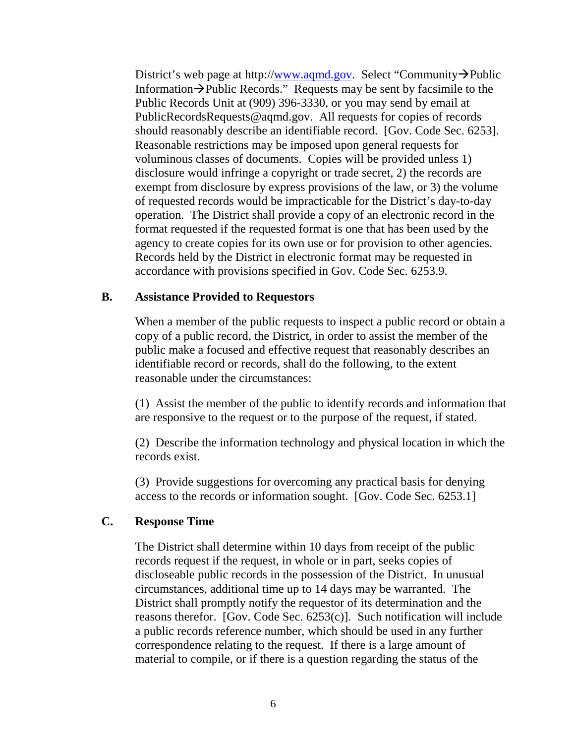District's web page at http://www.aqmd.gov. Select "Community→Public Information→Public Records." Requests may be sent by facsimile to the Public Records Unit at (909) 396-3330, or you may send by email at PublicRecordsRequests@aqmd.gov. All requests for copies of records should reasonably describe an identifiable record. [Gov. Code Sec. 6253]. Reasonable restrictions may be imposed upon general requests for voluminous classes of documents. Copies will be provided unless 1) disclosure would infringe a copyright or trade secret, 2) the records are exempt from disclosure by express provisions of the law, or 3) the volume of requested records would be impracticable for the District's day-to-day operation. The District shall provide a copy of an electronic record in the format requested if the requested format is one that has been used by the agency to create copies for its own use or for provision to other agencies. Records held by the District in electronic format may be requested in accordance with provisions specified in Gov. Code Sec. 6253.9.

### B. Assistance Provided to Requestors

When a member of the public requests to inspect a public record or obtain a copy of a public record, the District, in order to assist the member of the public make a focused and effective request that reasonably describes an identifiable record or records, shall do the following, to the extent reasonable under the circumstances:

(1) Assist the member of the public to identify records and information that are responsive to the request or to the purpose of the request, if stated.

(2) Describe the information technology and physical location in which the records exist.

(3) Provide suggestions for overcoming any practical basis for denying access to the records or information sought. [Gov. Code Sec. 6253.1]

### C. Response Time

The District shall determine within 10 days from receipt of the public records request if the request, in whole or in part, seeks copies of discloseable public records in the possession of the District. In unusual circumstances, additional time up to 14 days may be warranted. The District shall promptly notify the requestor of its determination and the reasons therefor. [Gov. Code Sec. 6253(c)]. Such notification will include a public records reference number, which should be used in any further correspondence relating to the request. If there is a large amount of material to compile, or if there is a question regarding the status of the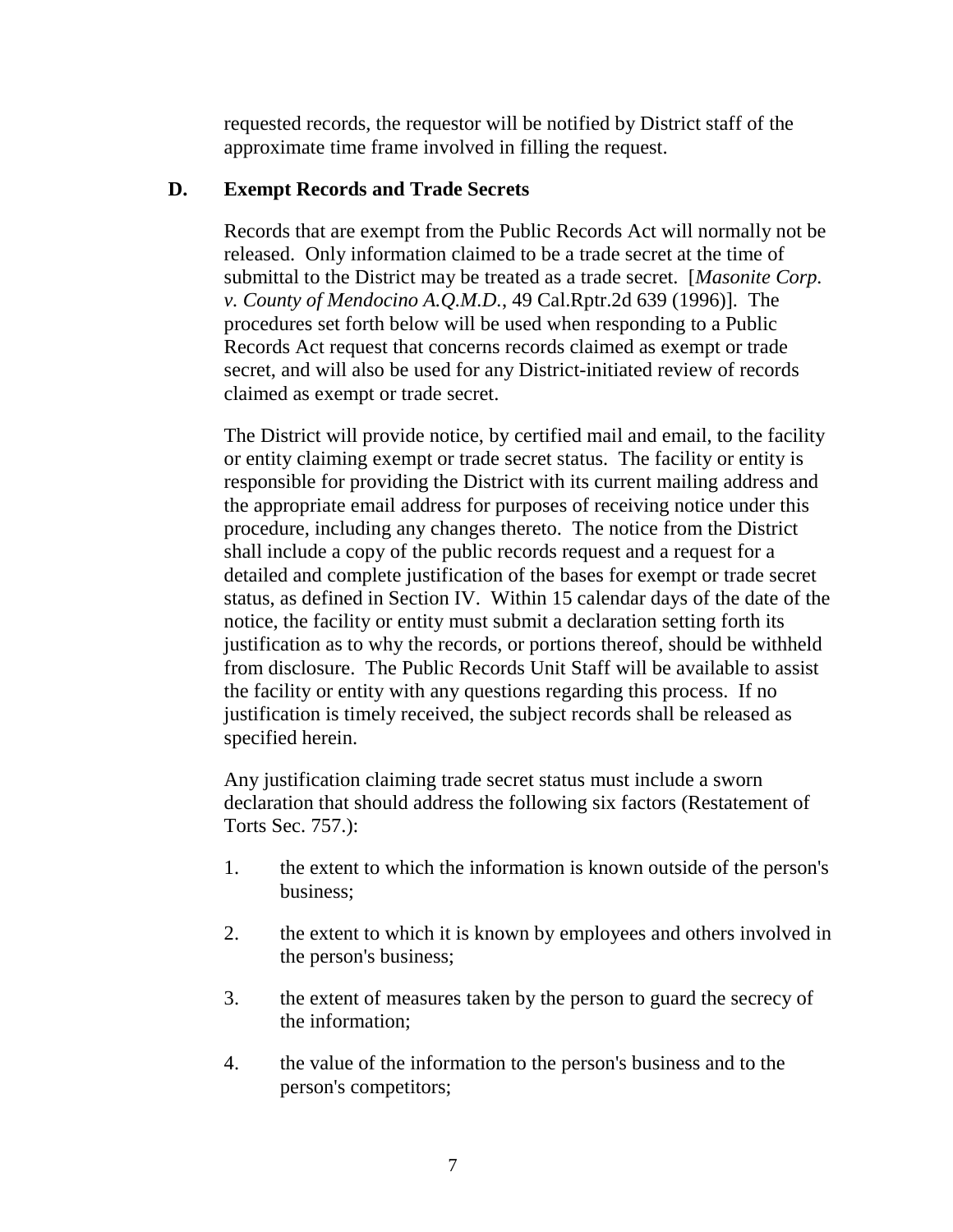requested records, the requestor will be notified by District staff of the approximate time frame involved in filling the request.

### D. Exempt Records and Trade Secrets

Records that are exempt from the Public Records Act will normally not be released. Only information claimed to be a trade secret at the time of submittal to the District may be treated as a trade secret. [*Masonite Corp. v. County of Mendocino A.Q.M.D.*, 49 Cal.Rptr.2d 639 (1996)]. The procedures set forth below will be used when responding to a Public Records Act request that concerns records claimed as exempt or trade secret, and will also be used for any District-initiated review of records claimed as exempt or trade secret.

The District will provide notice, by certified mail and email, to the facility or entity claiming exempt or trade secret status. The facility or entity is responsible for providing the District with its current mailing address and the appropriate email address for purposes of receiving notice under this procedure, including any changes thereto. The notice from the District shall include a copy of the public records request and a request for a detailed and complete justification of the bases for exempt or trade secret status, as defined in Section IV. Within 15 calendar days of the date of the notice, the facility or entity must submit a declaration setting forth its justification as to why the records, or portions thereof, should be withheld from disclosure. The Public Records Unit Staff will be available to assist the facility or entity with any questions regarding this process. If no justification is timely received, the subject records shall be released as specified herein.

Any justification claiming trade secret status must include a sworn declaration that should address the following six factors (Restatement of Torts Sec. 757.):

1. the extent to which the information is known outside of the person's business;
2. the extent to which it is known by employees and others involved in the person's business;
3. the extent of measures taken by the person to guard the secrecy of the information;
4. the value of the information to the person's business and to the person's competitors;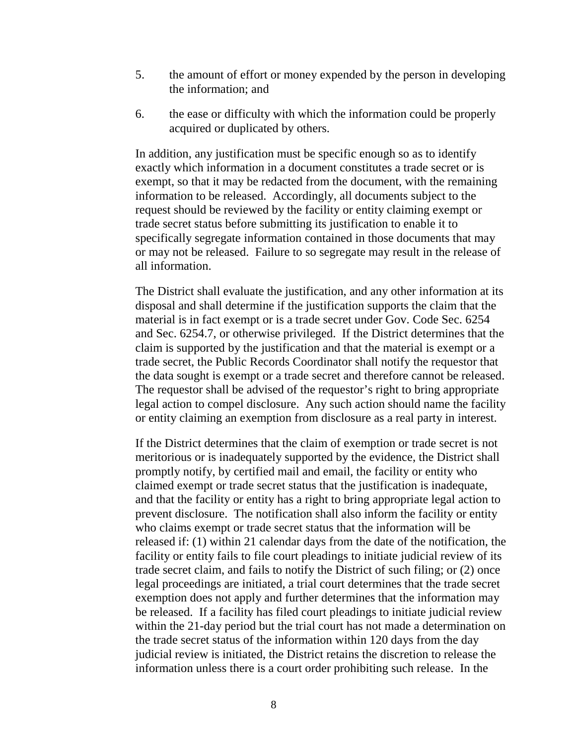5. the amount of effort or money expended by the person in developing the information; and

6. the ease or difficulty with which the information could be properly acquired or duplicated by others.

In addition, any justification must be specific enough so as to identify exactly which information in a document constitutes a trade secret or is exempt, so that it may be redacted from the document, with the remaining information to be released. Accordingly, all documents subject to the request should be reviewed by the facility or entity claiming exempt or trade secret status before submitting its justification to enable it to specifically segregate information contained in those documents that may or may not be released. Failure to so segregate may result in the release of all information.

The District shall evaluate the justification, and any other information at its disposal and shall determine if the justification supports the claim that the material is in fact exempt or is a trade secret under Gov. Code Sec. 6254 and Sec. 6254.7, or otherwise privileged. If the District determines that the claim is supported by the justification and that the material is exempt or a trade secret, the Public Records Coordinator shall notify the requestor that the data sought is exempt or a trade secret and therefore cannot be released. The requestor shall be advised of the requestor's right to bring appropriate legal action to compel disclosure. Any such action should name the facility or entity claiming an exemption from disclosure as a real party in interest.

If the District determines that the claim of exemption or trade secret is not meritorious or is inadequately supported by the evidence, the District shall promptly notify, by certified mail and email, the facility or entity who claimed exempt or trade secret status that the justification is inadequate, and that the facility or entity has a right to bring appropriate legal action to prevent disclosure. The notification shall also inform the facility or entity who claims exempt or trade secret status that the information will be released if: (1) within 21 calendar days from the date of the notification, the facility or entity fails to file court pleadings to initiate judicial review of its trade secret claim, and fails to notify the District of such filing; or (2) once legal proceedings are initiated, a trial court determines that the trade secret exemption does not apply and further determines that the information may be released. If a facility has filed court pleadings to initiate judicial review within the 21-day period but the trial court has not made a determination on the trade secret status of the information within 120 days from the day judicial review is initiated, the District retains the discretion to release the information unless there is a court order prohibiting such release. In the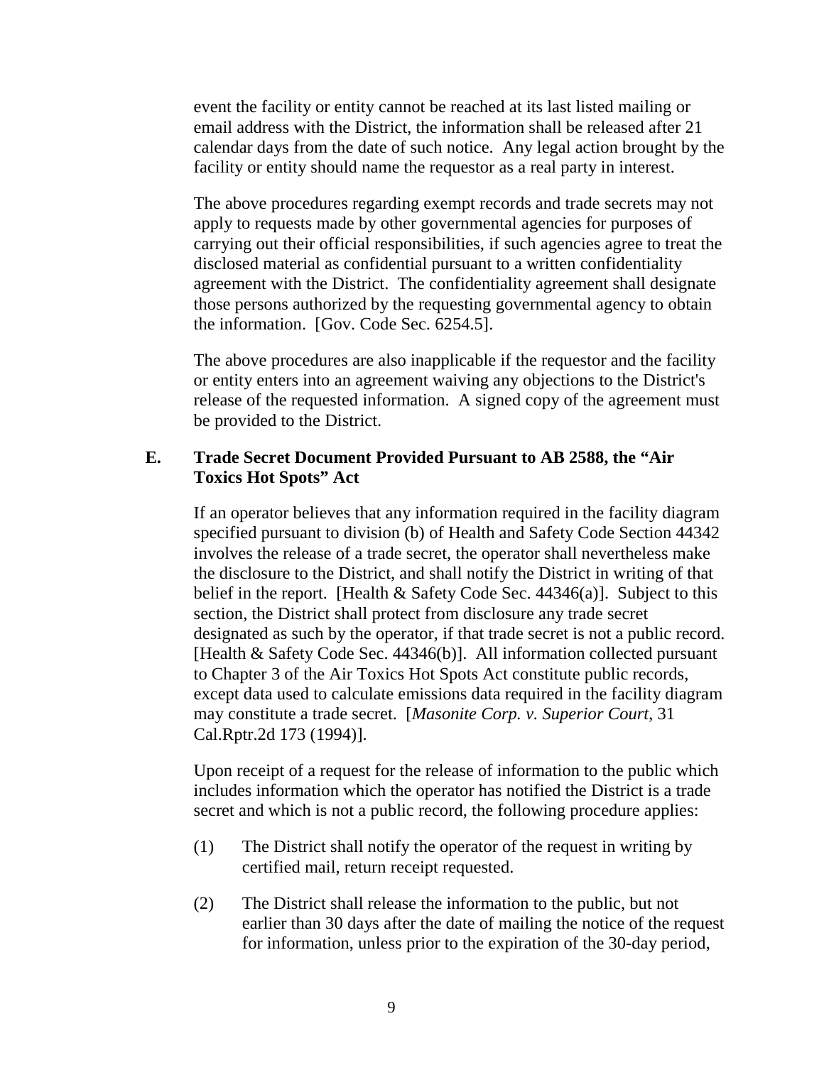event the facility or entity cannot be reached at its last listed mailing or email address with the District, the information shall be released after 21 calendar days from the date of such notice. Any legal action brought by the facility or entity should name the requestor as a real party in interest.

The above procedures regarding exempt records and trade secrets may not apply to requests made by other governmental agencies for purposes of carrying out their official responsibilities, if such agencies agree to treat the disclosed material as confidential pursuant to a written confidentiality agreement with the District. The confidentiality agreement shall designate those persons authorized by the requesting governmental agency to obtain the information. [Gov. Code Sec. 6254.5].

The above procedures are also inapplicable if the requestor and the facility or entity enters into an agreement waiving any objections to the District's release of the requested information. A signed copy of the agreement must be provided to the District.

### E. Trade Secret Document Provided Pursuant to AB 2588, the "Air Toxics Hot Spots" Act

If an operator believes that any information required in the facility diagram specified pursuant to division (b) of Health and Safety Code Section 44342 involves the release of a trade secret, the operator shall nevertheless make the disclosure to the District, and shall notify the District in writing of that belief in the report. [Health & Safety Code Sec. 44346(a)]. Subject to this section, the District shall protect from disclosure any trade secret designated as such by the operator, if that trade secret is not a public record. [Health & Safety Code Sec. 44346(b)]. All information collected pursuant to Chapter 3 of the Air Toxics Hot Spots Act constitute public records, except data used to calculate emissions data required in the facility diagram may constitute a trade secret. [*Masonite Corp. v. Superior Court*, 31 Cal.Rptr.2d 173 (1994)].

Upon receipt of a request for the release of information to the public which includes information which the operator has notified the District is a trade secret and which is not a public record, the following procedure applies:

(1) The District shall notify the operator of the request in writing by certified mail, return receipt requested.

(2) The District shall release the information to the public, but not earlier than 30 days after the date of mailing the notice of the request for information, unless prior to the expiration of the 30-day period,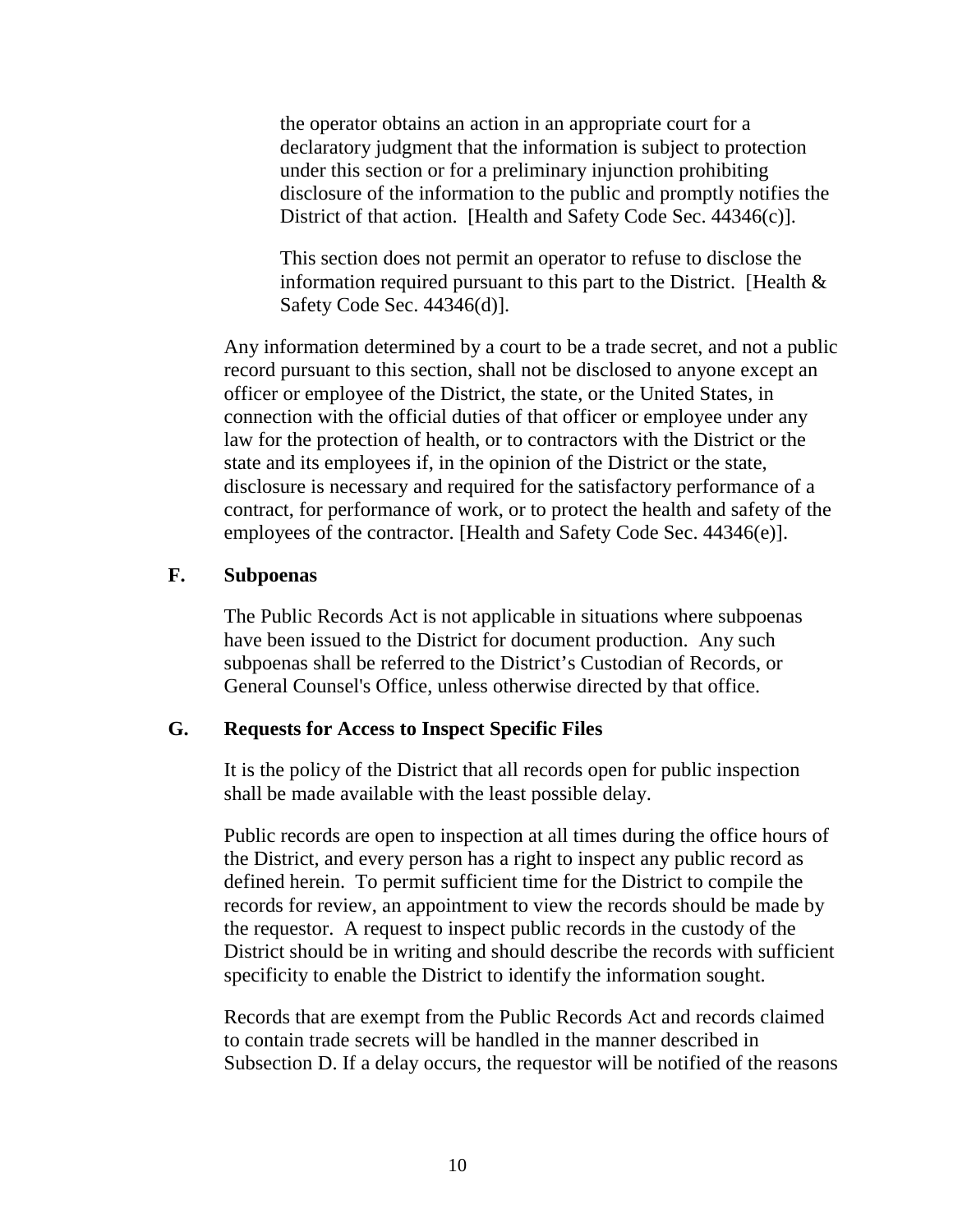the operator obtains an action in an appropriate court for a declaratory judgment that the information is subject to protection under this section or for a preliminary injunction prohibiting disclosure of the information to the public and promptly notifies the District of that action. [Health and Safety Code Sec. 44346(c)].

This section does not permit an operator to refuse to disclose the information required pursuant to this part to the District. [Health & Safety Code Sec. 44346(d)].

Any information determined by a court to be a trade secret, and not a public record pursuant to this section, shall not be disclosed to anyone except an officer or employee of the District, the state, or the United States, in connection with the official duties of that officer or employee under any law for the protection of health, or to contractors with the District or the state and its employees if, in the opinion of the District or the state, disclosure is necessary and required for the satisfactory performance of a contract, for performance of work, or to protect the health and safety of the employees of the contractor. [Health and Safety Code Sec. 44346(e)].

### F. Subpoenas

The Public Records Act is not applicable in situations where subpoenas have been issued to the District for document production. Any such subpoenas shall be referred to the District's Custodian of Records, or General Counsel's Office, unless otherwise directed by that office.

### G. Requests for Access to Inspect Specific Files

It is the policy of the District that all records open for public inspection shall be made available with the least possible delay.

Public records are open to inspection at all times during the office hours of the District, and every person has a right to inspect any public record as defined herein. To permit sufficient time for the District to compile the records for review, an appointment to view the records should be made by the requestor. A request to inspect public records in the custody of the District should be in writing and should describe the records with sufficient specificity to enable the District to identify the information sought.

Records that are exempt from the Public Records Act and records claimed to contain trade secrets will be handled in the manner described in Subsection D. If a delay occurs, the requestor will be notified of the reasons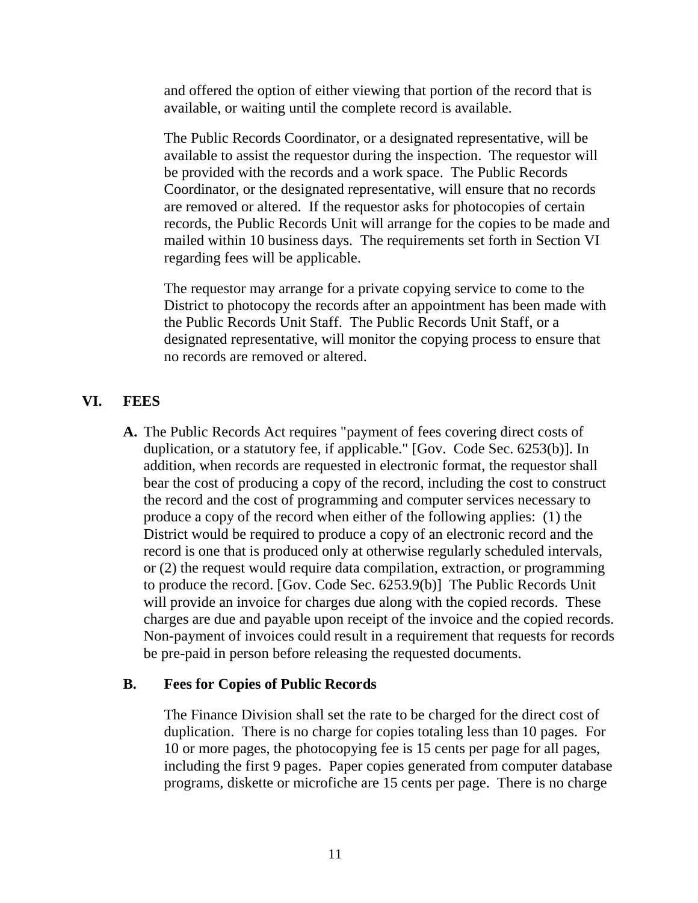and offered the option of either viewing that portion of the record that is available, or waiting until the complete record is available.

The Public Records Coordinator, or a designated representative, will be available to assist the requestor during the inspection. The requestor will be provided with the records and a work space. The Public Records Coordinator, or the designated representative, will ensure that no records are removed or altered. If the requestor asks for photocopies of certain records, the Public Records Unit will arrange for the copies to be made and mailed within 10 business days. The requirements set forth in Section VI regarding fees will be applicable.

The requestor may arrange for a private copying service to come to the District to photocopy the records after an appointment has been made with the Public Records Unit Staff. The Public Records Unit Staff, or a designated representative, will monitor the copying process to ensure that no records are removed or altered.

## VI. FEES

**A.** The Public Records Act requires "payment of fees covering direct costs of duplication, or a statutory fee, if applicable." [Gov. Code Sec. 6253(b)]. In addition, when records are requested in electronic format, the requestor shall bear the cost of producing a copy of the record, including the cost to construct the record and the cost of programming and computer services necessary to produce a copy of the record when either of the following applies: (1) the District would be required to produce a copy of an electronic record and the record is one that is produced only at otherwise regularly scheduled intervals, or (2) the request would require data compilation, extraction, or programming to produce the record. [Gov. Code Sec. 6253.9(b)] The Public Records Unit will provide an invoice for charges due along with the copied records. These charges are due and payable upon receipt of the invoice and the copied records. Non-payment of invoices could result in a requirement that requests for records be pre-paid in person before releasing the requested documents.

### B. Fees for Copies of Public Records

The Finance Division shall set the rate to be charged for the direct cost of duplication. There is no charge for copies totaling less than 10 pages. For 10 or more pages, the photocopying fee is 15 cents per page for all pages, including the first 9 pages. Paper copies generated from computer database programs, diskette or microfiche are 15 cents per page. There is no charge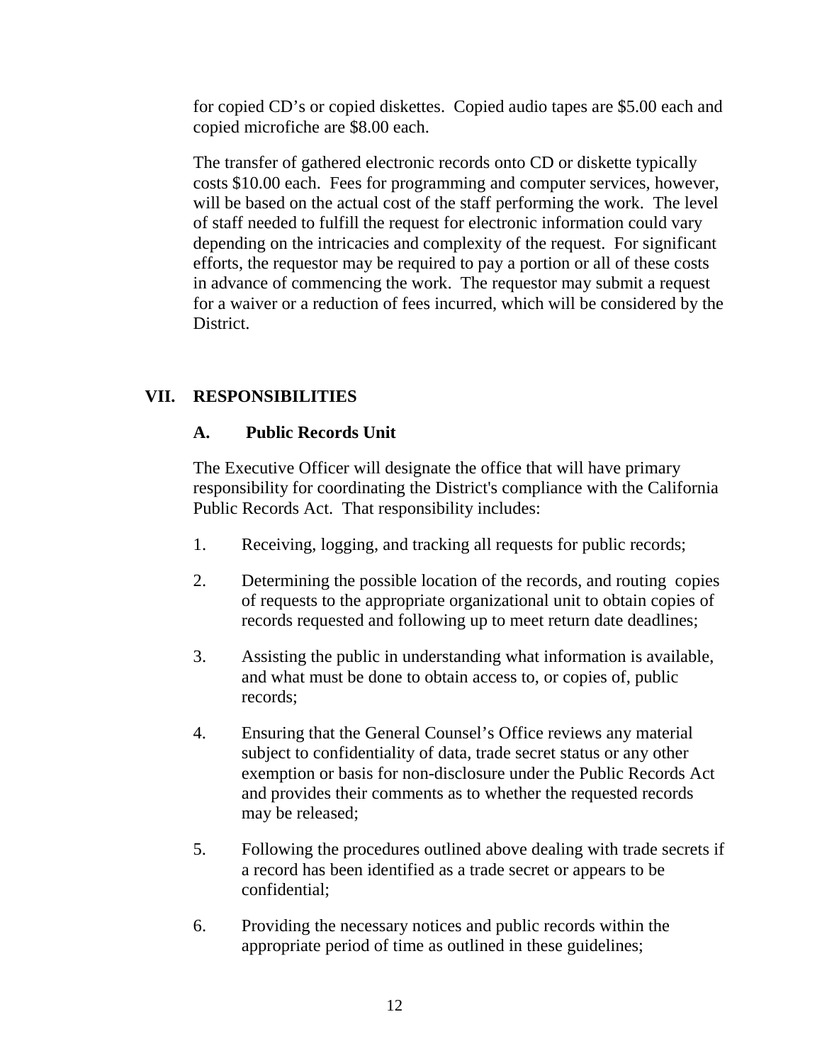for copied CD's or copied diskettes. Copied audio tapes are $5.00 each and copied microfiche are $8.00 each.

The transfer of gathered electronic records onto CD or diskette typically costs $10.00 each. Fees for programming and computer services, however, will be based on the actual cost of the staff performing the work. The level of staff needed to fulfill the request for electronic information could vary depending on the intricacies and complexity of the request. For significant efforts, the requestor may be required to pay a portion or all of these costs in advance of commencing the work. The requestor may submit a request for a waiver or a reduction of fees incurred, which will be considered by the District.

## VII. RESPONSIBILITIES

### A. Public Records Unit

The Executive Officer will designate the office that will have primary responsibility for coordinating the District's compliance with the California Public Records Act. That responsibility includes:

1. Receiving, logging, and tracking all requests for public records;

2. Determining the possible location of the records, and routing copies of requests to the appropriate organizational unit to obtain copies of records requested and following up to meet return date deadlines;

3. Assisting the public in understanding what information is available, and what must be done to obtain access to, or copies of, public records;

4. Ensuring that the General Counsel's Office reviews any material subject to confidentiality of data, trade secret status or any other exemption or basis for non-disclosure under the Public Records Act and provides their comments as to whether the requested records may be released;

5. Following the procedures outlined above dealing with trade secrets if a record has been identified as a trade secret or appears to be confidential;

6. Providing the necessary notices and public records within the appropriate period of time as outlined in these guidelines;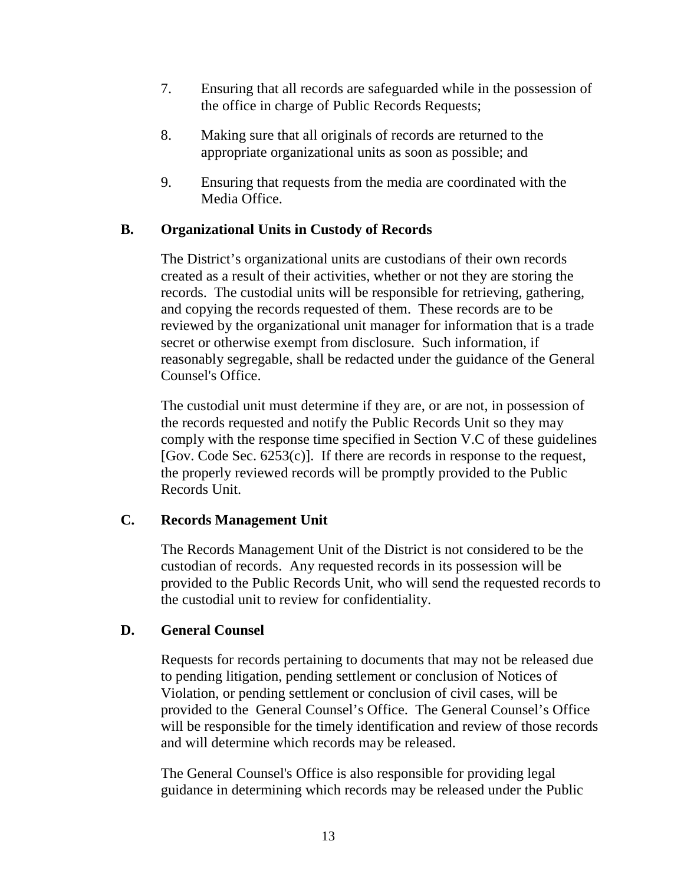7. Ensuring that all records are safeguarded while in the possession of the office in charge of Public Records Requests;

8. Making sure that all originals of records are returned to the appropriate organizational units as soon as possible; and

9. Ensuring that requests from the media are coordinated with the Media Office.

### B. Organizational Units in Custody of Records

The District's organizational units are custodians of their own records created as a result of their activities, whether or not they are storing the records. The custodial units will be responsible for retrieving, gathering, and copying the records requested of them. These records are to be reviewed by the organizational unit manager for information that is a trade secret or otherwise exempt from disclosure. Such information, if reasonably segregable, shall be redacted under the guidance of the General Counsel's Office.

The custodial unit must determine if they are, or are not, in possession of the records requested and notify the Public Records Unit so they may comply with the response time specified in Section V.C of these guidelines [Gov. Code Sec. 6253(c)]. If there are records in response to the request, the properly reviewed records will be promptly provided to the Public Records Unit.

### C. Records Management Unit

The Records Management Unit of the District is not considered to be the custodian of records. Any requested records in its possession will be provided to the Public Records Unit, who will send the requested records to the custodial unit to review for confidentiality.

### D. General Counsel

Requests for records pertaining to documents that may not be released due to pending litigation, pending settlement or conclusion of Notices of Violation, or pending settlement or conclusion of civil cases, will be provided to the General Counsel's Office. The General Counsel's Office will be responsible for the timely identification and review of those records and will determine which records may be released.

The General Counsel's Office is also responsible for providing legal guidance in determining which records may be released under the Public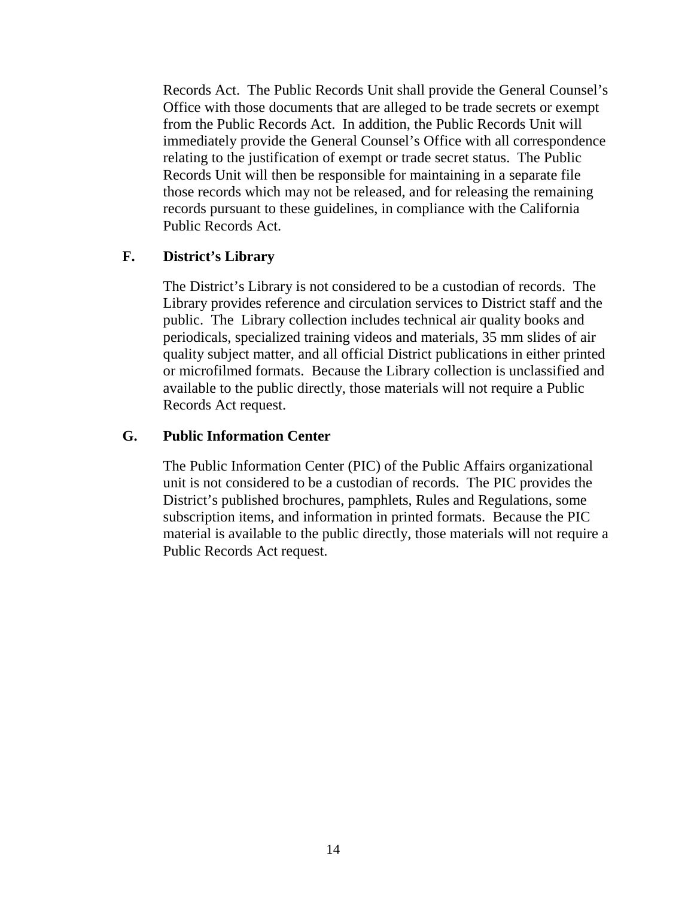Records Act. The Public Records Unit shall provide the General Counsel's Office with those documents that are alleged to be trade secrets or exempt from the Public Records Act. In addition, the Public Records Unit will immediately provide the General Counsel's Office with all correspondence relating to the justification of exempt or trade secret status. The Public Records Unit will then be responsible for maintaining in a separate file those records which may not be released, and for releasing the remaining records pursuant to these guidelines, in compliance with the California Public Records Act.

### F. District's Library

The District's Library is not considered to be a custodian of records. The Library provides reference and circulation services to District staff and the public. The Library collection includes technical air quality books and periodicals, specialized training videos and materials, 35 mm slides of air quality subject matter, and all official District publications in either printed or microfilmed formats. Because the Library collection is unclassified and available to the public directly, those materials will not require a Public Records Act request.

### G. Public Information Center

The Public Information Center (PIC) of the Public Affairs organizational unit is not considered to be a custodian of records. The PIC provides the District's published brochures, pamphlets, Rules and Regulations, some subscription items, and information in printed formats. Because the PIC material is available to the public directly, those materials will not require a Public Records Act request.